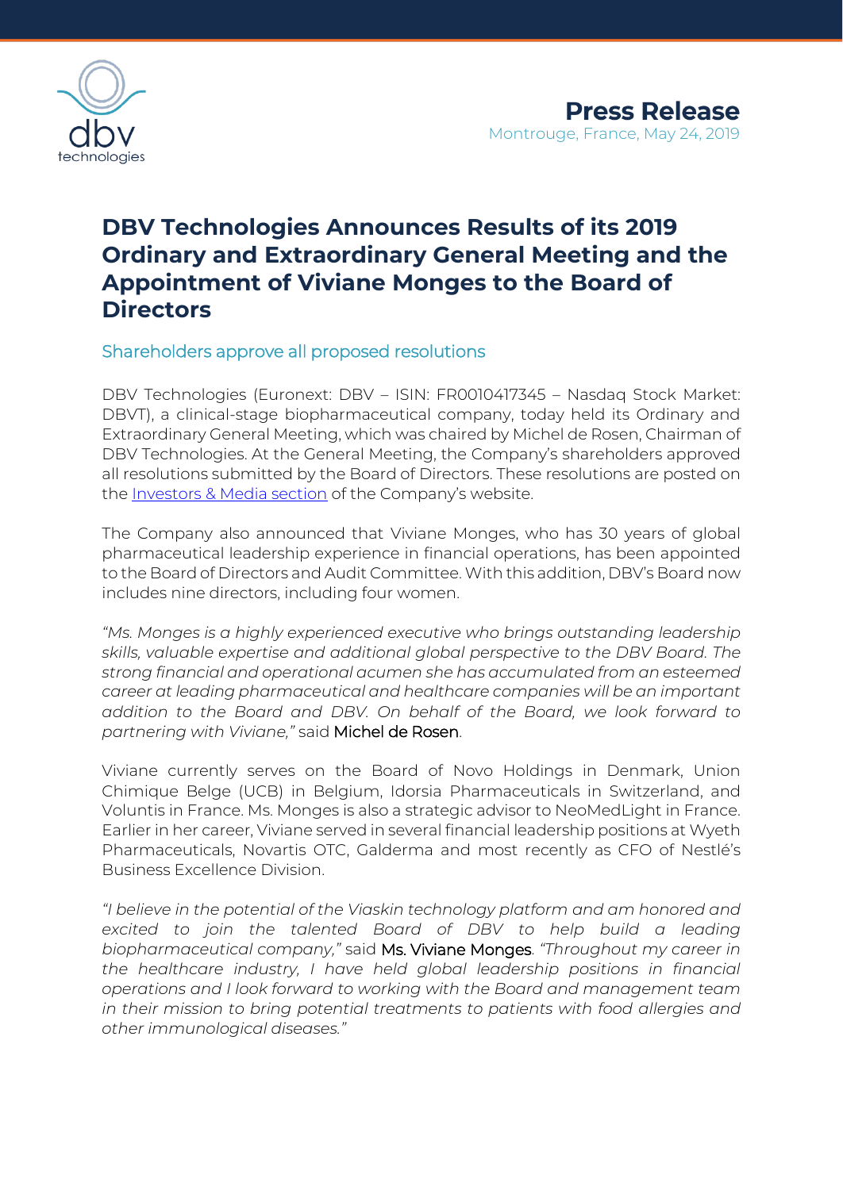**Press Release**

Montrouge, France, May 24, 2019

# DBV Technologies Announces Results of its 2019 Ordinary and Extraordinary General Meeting and the Appointment of Viviane Monges to the Board of Directors

## Shareholders approve all proposed resolutions

DBV Technologies (Euronext: DBV – ISIN: FR0010417345 – Nasdaq Stock Market: DBVT), a clinical-stage biopharmaceutical company, today held its Ordinary and Extraordinary General Meeting, which was chaired by Michel de Rosen, Chairman of DBV Technologies. At the General Meeting, the Company's shareholders approved all resolutions submitted by the Board of Directors. These resolutions are posted on the Investors & Media section of the Company's website.

The Company also announced that Viviane Monges, who has 30 years of global pharmaceutical leadership experience in financial operations, has been appointed to the Board of Directors and Audit Committee. With this addition, DBV's Board now includes nine directors, including four women.

*"Ms. Monges is a highly experienced executive who brings outstanding leadership skills, valuable expertise and additional global perspective to the DBV Board. The strong financial and operational acumen she has accumulated from an esteemed career at leading pharmaceutical and healthcare companies will be an important addition to the Board and DBV. On behalf of the Board, we look forward to partnering with Viviane,"* said Michel de Rosen.

Viviane currently serves on the Board of Novo Holdings in Denmark, Union Chimique Belge (UCB) in Belgium, Idorsia Pharmaceuticals in Switzerland, and Voluntis in France. Ms. Monges is also a strategic advisor to NeoMedLight in France. Earlier in her career, Viviane served in several financial leadership positions at Wyeth Pharmaceuticals, Novartis OTC, Galderma and most recently as CFO of Nestlé's Business Excellence Division.

*"I believe in the potential of the Viaskin technology platform and am honored and excited to join the talented Board of DBV to help build a leading biopharmaceutical company,"* said Ms. Viviane Monges. *"Throughout my career in the healthcare industry, I have held global leadership positions in financial operations and I look forward to working with the Board and management team in their mission to bring potential treatments to patients with food allergies and other immunological diseases."*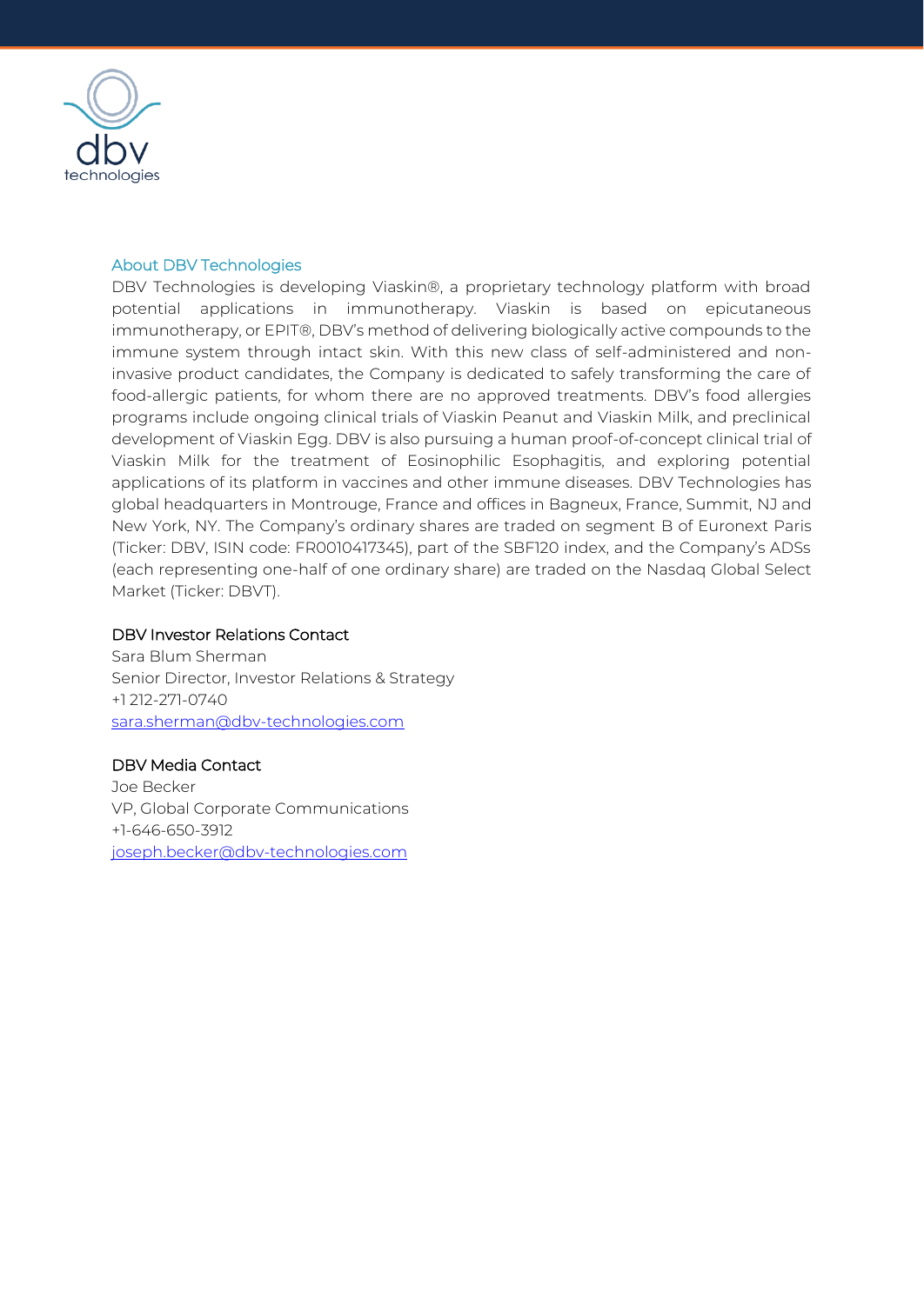## About DBV Technologies

DBV Technologies is developing Viaskin®, a proprietary technology platform with broad potential applications in immunotherapy. Viaskin is based on epicutaneous immunotherapy, or EPIT®, DBV's method of delivering biologically active compounds to the immune system through intact skin. With this new class of self-administered and non-invasive product candidates, the Company is dedicated to safely transforming the care of food-allergic patients, for whom there are no approved treatments. DBV's food allergies programs include ongoing clinical trials of Viaskin Peanut and Viaskin Milk, and preclinical development of Viaskin Egg. DBV is also pursuing a human proof-of-concept clinical trial of Viaskin Milk for the treatment of Eosinophilic Esophagitis, and exploring potential applications of its platform in vaccines and other immune diseases. DBV Technologies has global headquarters in Montrouge, France and offices in Bagneux, France, Summit, NJ and New York, NY. The Company's ordinary shares are traded on segment B of Euronext Paris (Ticker: DBV, ISIN code: FR0010417345), part of the SBF120 index, and the Company's ADSs (each representing one-half of one ordinary share) are traded on the Nasdaq Global Select Market (Ticker: DBVT).

**DBV Investor Relations Contact**
Sara Blum Sherman
Senior Director, Investor Relations & Strategy
+1 212-271-0740
sara.sherman@dbv-technologies.com

**DBV Media Contact**
Joe Becker
VP, Global Corporate Communications
+1-646-650-3912
joseph.becker@dbv-technologies.com